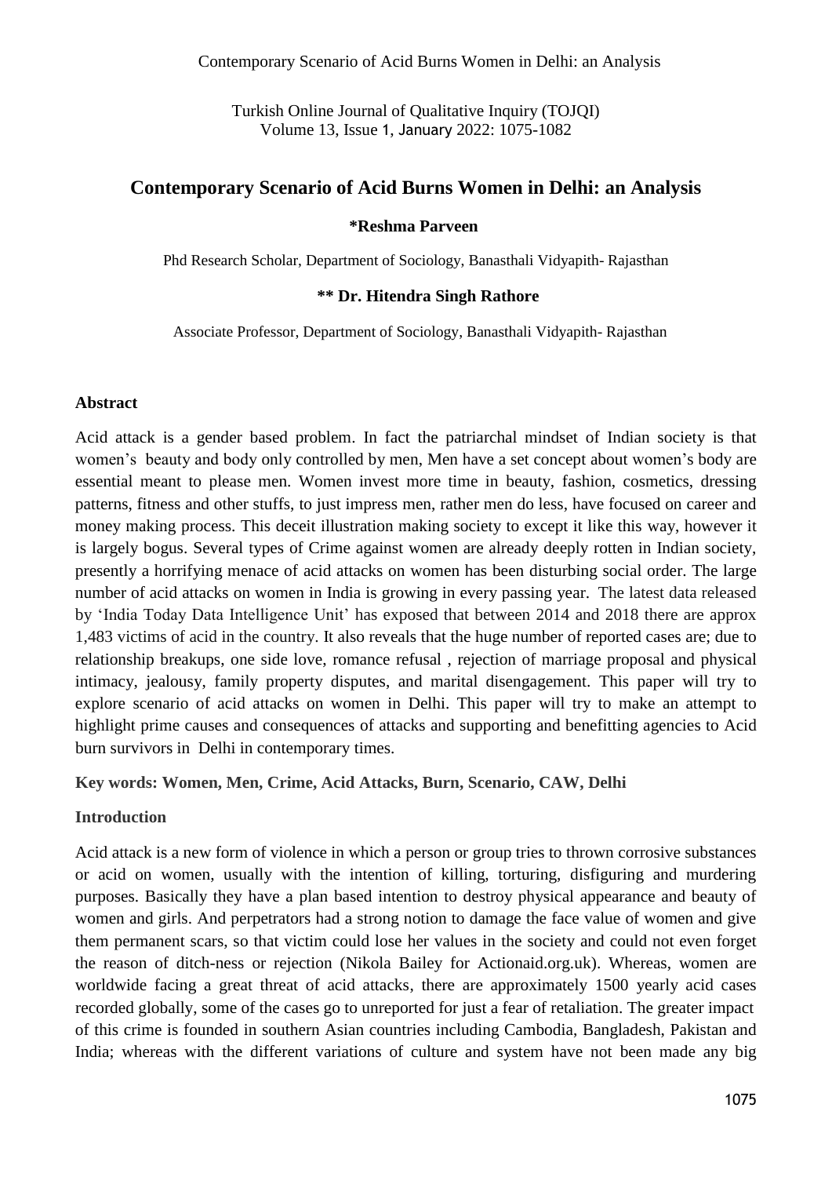# Contemporary Scenario of Acid Burns Women in Delhi: an Analysis

**\*Reshma Parveen**

Phd Research Scholar, Department of Sociology, Banasthali Vidyapith- Rajasthan

**\*\* Dr. Hitendra Singh Rathore**

Associate Professor, Department of Sociology, Banasthali Vidyapith- Rajasthan

## Abstract

Acid attack is a gender based problem. In fact the patriarchal mindset of Indian society is that women's beauty and body only controlled by men, Men have a set concept about women's body are essential meant to please men. Women invest more time in beauty, fashion, cosmetics, dressing patterns, fitness and other stuffs, to just impress men, rather men do less, have focused on career and money making process. This deceit illustration making society to except it like this way, however it is largely bogus. Several types of Crime against women are already deeply rotten in Indian society, presently a horrifying menace of acid attacks on women has been disturbing social order. The large number of acid attacks on women in India is growing in every passing year. The latest data released by 'India Today Data Intelligence Unit' has exposed that between 2014 and 2018 there are approx 1,483 victims of acid in the country. It also reveals that the huge number of reported cases are; due to relationship breakups, one side love, romance refusal , rejection of marriage proposal and physical intimacy, jealousy, family property disputes, and marital disengagement. This paper will try to explore scenario of acid attacks on women in Delhi. This paper will try to make an attempt to highlight prime causes and consequences of attacks and supporting and benefitting agencies to Acid burn survivors in Delhi in contemporary times.

**Key words: Women, Men, Crime, Acid Attacks, Burn, Scenario, CAW, Delhi**

## Introduction

Acid attack is a new form of violence in which a person or group tries to thrown corrosive substances or acid on women, usually with the intention of killing, torturing, disfiguring and murdering purposes. Basically they have a plan based intention to destroy physical appearance and beauty of women and girls. And perpetrators had a strong notion to damage the face value of women and give them permanent scars, so that victim could lose her values in the society and could not even forget the reason of ditch-ness or rejection (Nikola Bailey for Actionaid.org.uk). Whereas, women are worldwide facing a great threat of acid attacks, there are approximately 1500 yearly acid cases recorded globally, some of the cases go to unreported for just a fear of retaliation. The greater impact of this crime is founded in southern Asian countries including Cambodia, Bangladesh, Pakistan and India; whereas with the different variations of culture and system have not been made any big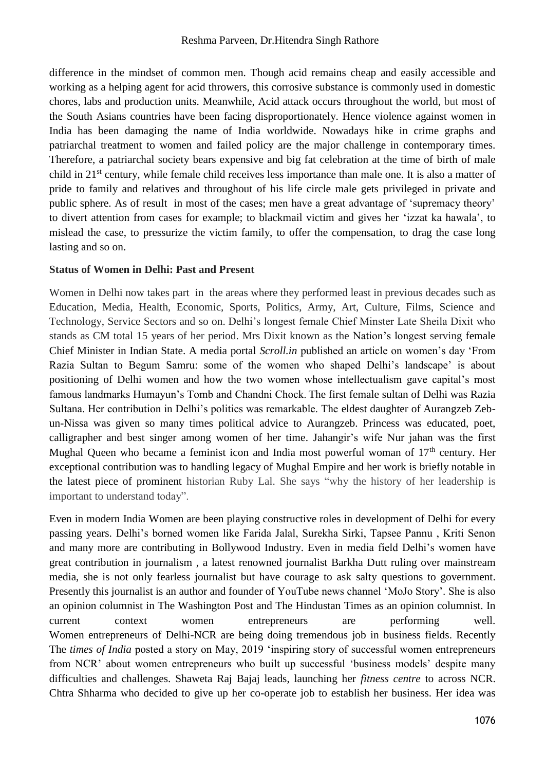difference in the mindset of common men. Though acid remains cheap and easily accessible and working as a helping agent for acid throwers, this corrosive substance is commonly used in domestic chores, labs and production units. Meanwhile, Acid attack occurs throughout the world, but most of the South Asians countries have been facing disproportionately. Hence violence against women in India has been damaging the name of India worldwide. Nowadays hike in crime graphs and patriarchal treatment to women and failed policy are the major challenge in contemporary times. Therefore, a patriarchal society bears expensive and big fat celebration at the time of birth of male child in 21st century, while female child receives less importance than male one. It is also a matter of pride to family and relatives and throughout of his life circle male gets privileged in private and public sphere. As of result in most of the cases; men have a great advantage of 'supremacy theory' to divert attention from cases for example; to blackmail victim and gives her 'izzat ka hawala', to mislead the case, to pressurize the victim family, to offer the compensation, to drag the case long lasting and so on.

**Status of Women in Delhi: Past and Present**

Women in Delhi now takes part in the areas where they performed least in previous decades such as Education, Media, Health, Economic, Sports, Politics, Army, Art, Culture, Films, Science and Technology, Service Sectors and so on. Delhi's longest female Chief Minster Late Sheila Dixit who stands as CM total 15 years of her period. Mrs Dixit known as the Nation's longest serving female Chief Minister in Indian State. A media portal *Scroll.in* published an article on women's day 'From Razia Sultan to Begum Samru: some of the women who shaped Delhi's landscape' is about positioning of Delhi women and how the two women whose intellectualism gave capital's most famous landmarks Humayun's Tomb and Chandni Chock. The first female sultan of Delhi was Razia Sultana. Her contribution in Delhi's politics was remarkable. The eldest daughter of Aurangzeb Zeb-un-Nissa was given so many times political advice to Aurangzeb. Princess was educated, poet, calligrapher and best singer among women of her time. Jahangir's wife Nur jahan was the first Mughal Queen who became a feminist icon and India most powerful woman of 17th century. Her exceptional contribution was to handling legacy of Mughal Empire and her work is briefly notable in the latest piece of prominent historian Ruby Lal. She says "why the history of her leadership is important to understand today".

Even in modern India Women are been playing constructive roles in development of Delhi for every passing years. Delhi's borned women like Farida Jalal, Surekha Sirki, Tapsee Pannu , Kriti Senon and many more are contributing in Bollywood Industry. Even in media field Delhi's women have great contribution in journalism , a latest renowned journalist Barkha Dutt ruling over mainstream media, she is not only fearless journalist but have courage to ask salty questions to government. Presently this journalist is an author and founder of YouTube news channel 'MoJo Story'. She is also an opinion columnist in The Washington Post and The Hindustan Times as an opinion columnist. In current context women entrepreneurs are performing well. Women entrepreneurs of Delhi-NCR are being doing tremendous job in business fields. Recently The *times of India* posted a story on May, 2019 'inspiring story of successful women entrepreneurs from NCR' about women entrepreneurs who built up successful 'business models' despite many difficulties and challenges. Shaweta Raj Bajaj leads, launching her *fitness centre* to across NCR. Chtra Shharma who decided to give up her co-operate job to establish her business. Her idea was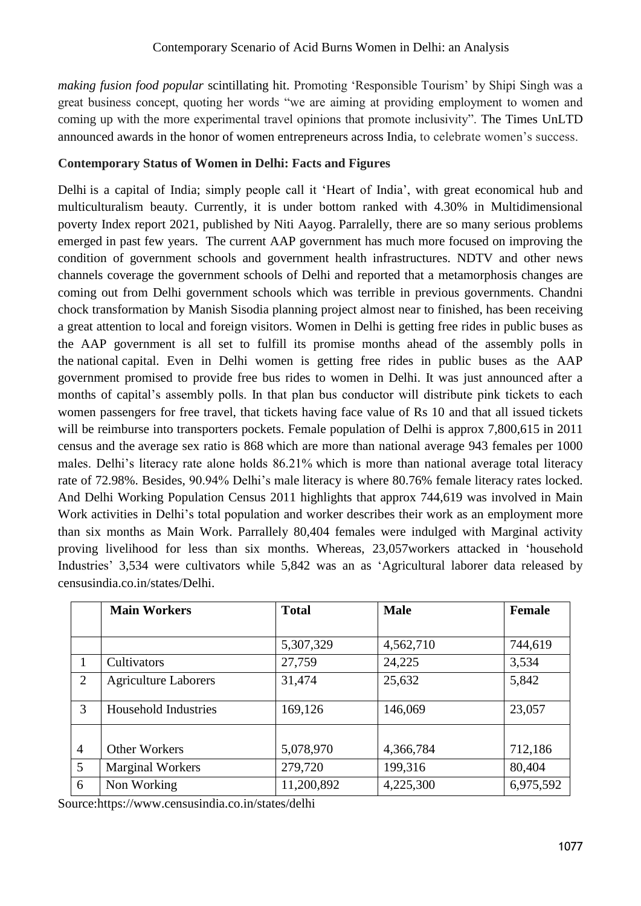*making fusion food popular* scintillating hit. Promoting 'Responsible Tourism' by Shipi Singh was a great business concept, quoting her words "we are aiming at providing employment to women and coming up with the more experimental travel opinions that promote inclusivity". The Times UnLTD announced awards in the honor of women entrepreneurs across India, to celebrate women's success.

**Contemporary Status of Women in Delhi: Facts and Figures**

Delhi is a capital of India; simply people call it 'Heart of India', with great economical hub and multiculturalism beauty. Currently, it is under bottom ranked with 4.30% in Multidimensional poverty Index report 2021, published by Niti Aayog. Parralelly, there are so many serious problems emerged in past few years. The current AAP government has much more focused on improving the condition of government schools and government health infrastructures. NDTV and other news channels coverage the government schools of Delhi and reported that a metamorphosis changes are coming out from Delhi government schools which was terrible in previous governments. Chandni chock transformation by Manish Sisodia planning project almost near to finished, has been receiving a great attention to local and foreign visitors. Women in Delhi is getting free rides in public buses as the AAP government is all set to fulfill its promise months ahead of the assembly polls in the national capital. Even in Delhi women is getting free rides in public buses as the AAP government promised to provide free bus rides to women in Delhi. It was just announced after a months of capital's assembly polls. In that plan bus conductor will distribute pink tickets to each women passengers for free travel, that tickets having face value of Rs 10 and that all issued tickets will be reimburse into transporters pockets. Female population of Delhi is approx 7,800,615 in 2011 census and the average sex ratio is 868 which are more than national average 943 females per 1000 males. Delhi's literacy rate alone holds 86.21% which is more than national average total literacy rate of 72.98%. Besides, 90.94% Delhi's male literacy is where 80.76% female literacy rates locked. And Delhi Working Population Census 2011 highlights that approx 744,619 was involved in Main Work activities in Delhi's total population and worker describes their work as an employment more than six months as Main Work. Parrallely 80,404 females were indulged with Marginal activity proving livelihood for less than six months. Whereas, 23,057workers attacked in 'household Industries' 3,534 were cultivators while 5,842 was an as 'Agricultural laborer data released by censusindia.co.in/states/Delhi.

| | Main Workers | Total | Male | Female |
|---|---|---|---|---|
| | | 5,307,329 | 4,562,710 | 744,619 |
| 1 | Cultivators | 27,759 | 24,225 | 3,534 |
| 2 | Agriculture Laborers | 31,474 | 25,632 | 5,842 |
| 3 | Household Industries | 169,126 | 146,069 | 23,057 |
| 4 | Other Workers | 5,078,970 | 4,366,784 | 712,186 |
| 5 | Marginal Workers | 279,720 | 199,316 | 80,404 |
| 6 | Non Working | 11,200,892 | 4,225,300 | 6,975,592 |

Source:https://www.censusindia.co.in/states/delhi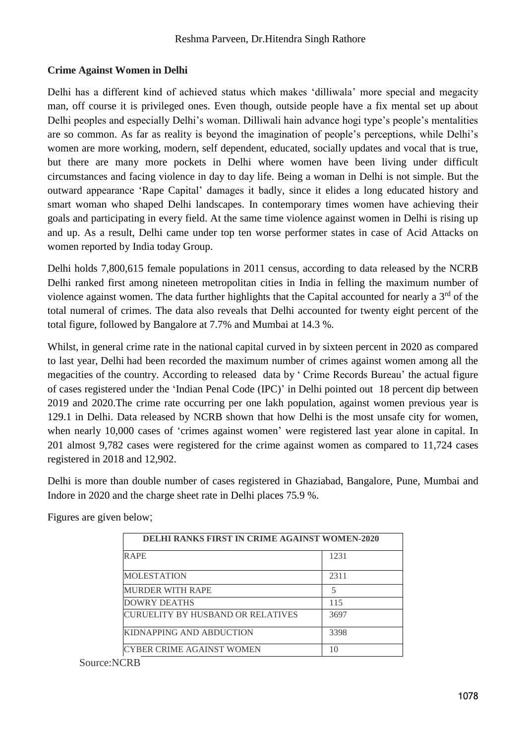**Crime Against Women in Delhi**

Delhi has a different kind of achieved status which makes 'dilliwala' more special and megacity man, off course it is privileged ones. Even though, outside people have a fix mental set up about Delhi peoples and especially Delhi's woman. Dilliwali hain advance hogi type's people's mentalities are so common. As far as reality is beyond the imagination of people's perceptions, while Delhi's women are more working, modern, self dependent, educated, socially updates and vocal that is true, but there are many more pockets in Delhi where women have been living under difficult circumstances and facing violence in day to day life. Being a woman in Delhi is not simple. But the outward appearance 'Rape Capital' damages it badly, since it elides a long educated history and smart woman who shaped Delhi landscapes. In contemporary times women have achieving their goals and participating in every field. At the same time violence against women in Delhi is rising up and up. As a result, Delhi came under top ten worse performer states in case of Acid Attacks on women reported by India today Group.

Delhi holds 7,800,615 female populations in 2011 census, according to data released by the NCRB Delhi ranked first among nineteen metropolitan cities in India in felling the maximum number of violence against women. The data further highlights that the Capital accounted for nearly a 3rd of the total numeral of crimes. The data also reveals that Delhi accounted for twenty eight percent of the total figure, followed by Bangalore at 7.7% and Mumbai at 14.3 %.

Whilst, in general crime rate in the national capital curved in by sixteen percent in 2020 as compared to last year, Delhi had been recorded the maximum number of crimes against women among all the megacities of the country. According to released data by ' Crime Records Bureau' the actual figure of cases registered under the 'Indian Penal Code (IPC)' in Delhi pointed out 18 percent dip between 2019 and 2020.The crime rate occurring per one lakh population, against women previous year is 129.1 in Delhi. Data released by NCRB shown that how Delhi is the most unsafe city for women, when nearly 10,000 cases of 'crimes against women' were registered last year alone in capital. In 201 almost 9,782 cases were registered for the crime against women as compared to 11,724 cases registered in 2018 and 12,902.

Delhi is more than double number of cases registered in Ghaziabad, Bangalore, Pune, Mumbai and Indore in 2020 and the charge sheet rate in Delhi places 75.9 %.

Figures are given below;

| DELHI RANKS FIRST IN CRIME AGAINST WOMEN-2020 | |
|---|---|
| RAPE | 1231 |
| MOLESTATION | 2311 |
| MURDER WITH RAPE | 5 |
| DOWRY DEATHS | 115 |
| CURUELITY BY HUSBAND OR RELATIVES | 3697 |
| KIDNAPPING AND ABDUCTION | 3398 |
| CYBER CRIME AGAINST WOMEN | 10 |

Source:NCRB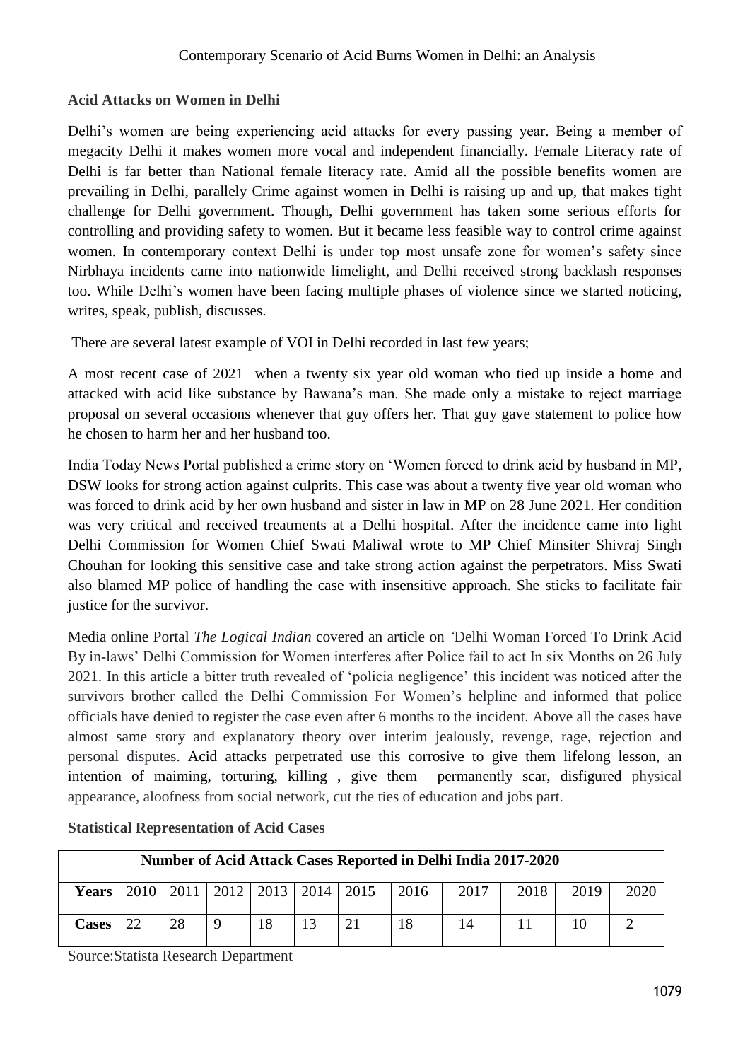### Acid Attacks on Women in Delhi

Delhi's women are being experiencing acid attacks for every passing year. Being a member of megacity Delhi it makes women more vocal and independent financially. Female Literacy rate of Delhi is far better than National female literacy rate. Amid all the possible benefits women are prevailing in Delhi, parallely Crime against women in Delhi is raising up and up, that makes tight challenge for Delhi government. Though, Delhi government has taken some serious efforts for controlling and providing safety to women. But it became less feasible way to control crime against women. In contemporary context Delhi is under top most unsafe zone for women's safety since Nirbhaya incidents came into nationwide limelight, and Delhi received strong backlash responses too. While Delhi's women have been facing multiple phases of violence since we started noticing, writes, speak, publish, discusses.

There are several latest example of VOI in Delhi recorded in last few years;

A most recent case of 2021 when a twenty six year old woman who tied up inside a home and attacked with acid like substance by Bawana's man. She made only a mistake to reject marriage proposal on several occasions whenever that guy offers her. That guy gave statement to police how he chosen to harm her and her husband too.

India Today News Portal published a crime story on 'Women forced to drink acid by husband in MP, DSW looks for strong action against culprits. This case was about a twenty five year old woman who was forced to drink acid by her own husband and sister in law in MP on 28 June 2021. Her condition was very critical and received treatments at a Delhi hospital. After the incidence came into light Delhi Commission for Women Chief Swati Maliwal wrote to MP Chief Minsiter Shivraj Singh Chouhan for looking this sensitive case and take strong action against the perpetrators. Miss Swati also blamed MP police of handling the case with insensitive approach. She sticks to facilitate fair justice for the survivor.

Media online Portal *The Logical Indian* covered an article on 'Delhi Woman Forced To Drink Acid By in-laws' Delhi Commission for Women interferes after Police fail to act In six Months on 26 July 2021. In this article a bitter truth revealed of 'policia negligence' this incident was noticed after the survivors brother called the Delhi Commission For Women's helpline and informed that police officials have denied to register the case even after 6 months to the incident. Above all the cases have almost same story and explanatory theory over interim jealously, revenge, rage, rejection and personal disputes. Acid attacks perpetrated use this corrosive to give them lifelong lesson, an intention of maiming, torturing, killing , give them permanently scar, disfigured physical appearance, aloofness from social network, cut the ties of education and jobs part.

### Statistical Representation of Acid Cases

| Number of Acid Attack Cases Reported in Delhi India 2017-2020 | | | | | | | | | | | |
|---|---|---|---|---|---|---|---|---|---|---|---|
| **Years** | 2010 | 2011 | 2012 | 2013 | 2014 | 2015 | 2016 | 2017 | 2018 | 2019 | 2020 |
| **Cases** | 22 | 28 | 9 | 18 | 13 | 21 | 18 | 14 | 11 | 10 | 2 |

Source:Statista Research Department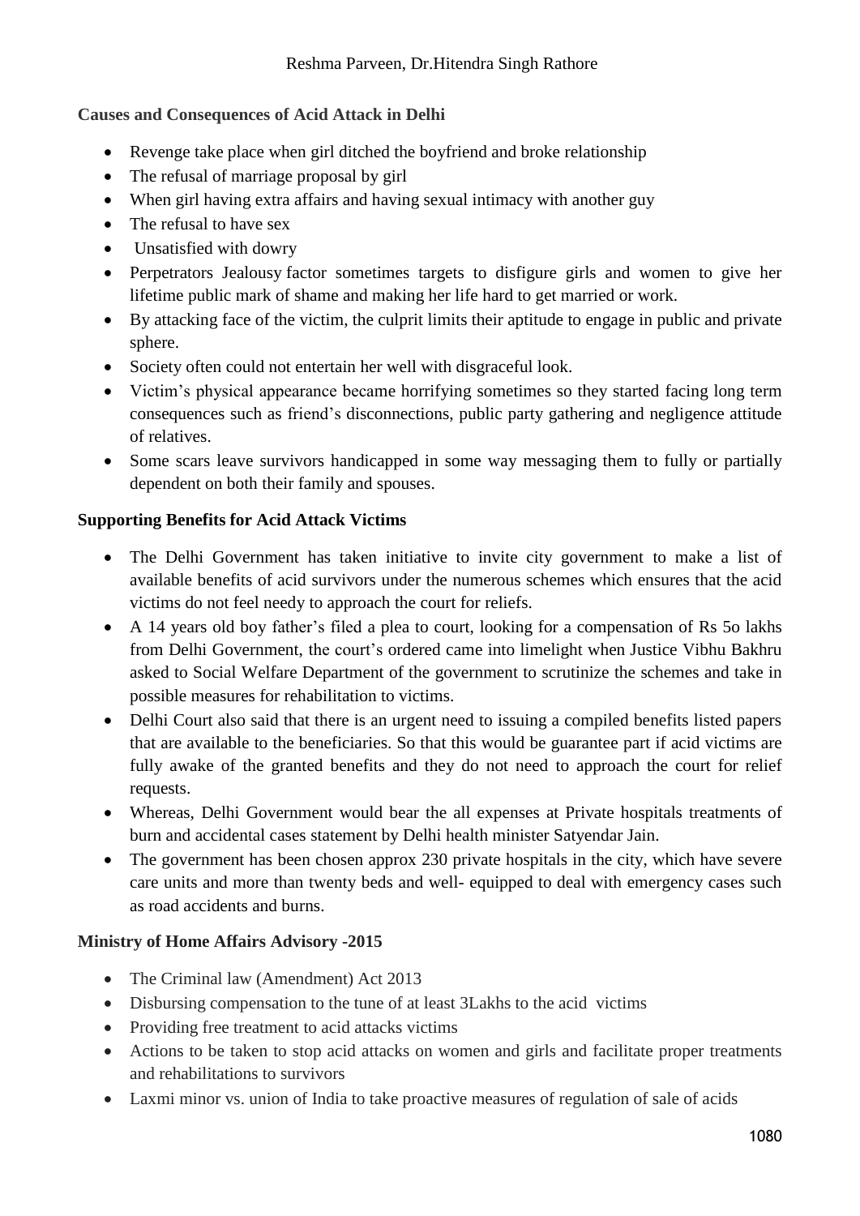**Causes and Consequences of Acid Attack in Delhi**

- Revenge take place when girl ditched the boyfriend and broke relationship
- The refusal of marriage proposal by girl
- When girl having extra affairs and having sexual intimacy with another guy
- The refusal to have sex
- Unsatisfied with dowry
- Perpetrators Jealousy factor sometimes targets to disfigure girls and women to give her lifetime public mark of shame and making her life hard to get married or work.
- By attacking face of the victim, the culprit limits their aptitude to engage in public and private sphere.
- Society often could not entertain her well with disgraceful look.
- Victim's physical appearance became horrifying sometimes so they started facing long term consequences such as friend's disconnections, public party gathering and negligence attitude of relatives.
- Some scars leave survivors handicapped in some way messaging them to fully or partially dependent on both their family and spouses.

**Supporting Benefits for Acid Attack Victims**

- The Delhi Government has taken initiative to invite city government to make a list of available benefits of acid survivors under the numerous schemes which ensures that the acid victims do not feel needy to approach the court for reliefs.
- A 14 years old boy father's filed a plea to court, looking for a compensation of Rs 5o lakhs from Delhi Government, the court's ordered came into limelight when Justice Vibhu Bakhru asked to Social Welfare Department of the government to scrutinize the schemes and take in possible measures for rehabilitation to victims.
- Delhi Court also said that there is an urgent need to issuing a compiled benefits listed papers that are available to the beneficiaries. So that this would be guarantee part if acid victims are fully awake of the granted benefits and they do not need to approach the court for relief requests.
- Whereas, Delhi Government would bear the all expenses at Private hospitals treatments of burn and accidental cases statement by Delhi health minister Satyendar Jain.
- The government has been chosen approx 230 private hospitals in the city, which have severe care units and more than twenty beds and well- equipped to deal with emergency cases such as road accidents and burns.

**Ministry of Home Affairs Advisory -2015**

- The Criminal law (Amendment) Act 2013
- Disbursing compensation to the tune of at least 3Lakhs to the acid victims
- Providing free treatment to acid attacks victims
- Actions to be taken to stop acid attacks on women and girls and facilitate proper treatments and rehabilitations to survivors
- Laxmi minor vs. union of India to take proactive measures of regulation of sale of acids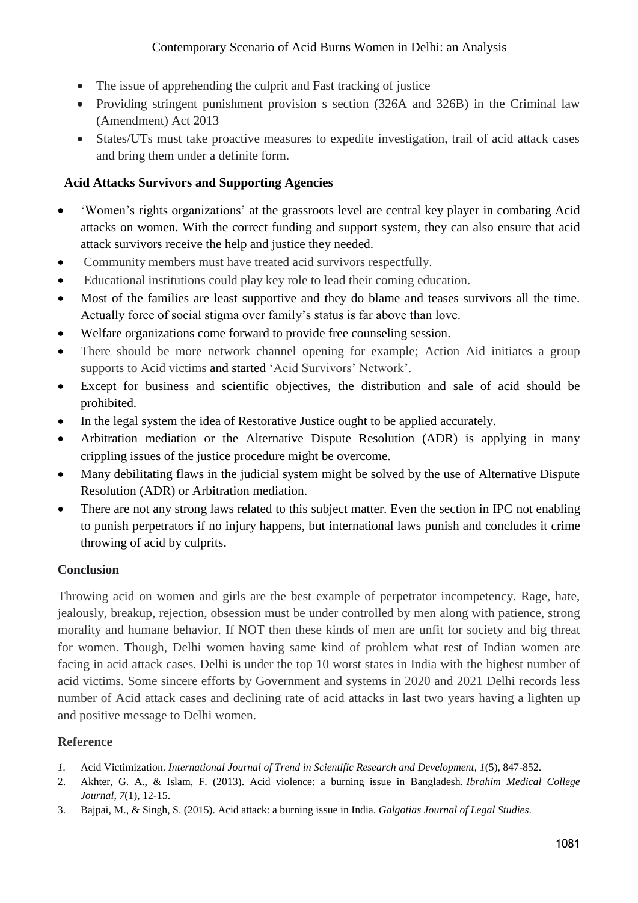- The issue of apprehending the culprit and Fast tracking of justice
- Providing stringent punishment provision s section (326A and 326B) in the Criminal law (Amendment) Act 2013
- States/UTs must take proactive measures to expedite investigation, trail of acid attack cases and bring them under a definite form.

## Acid Attacks Survivors and Supporting Agencies

- 'Women's rights organizations' at the grassroots level are central key player in combating Acid attacks on women. With the correct funding and support system, they can also ensure that acid attack survivors receive the help and justice they needed.
- Community members must have treated acid survivors respectfully.
- Educational institutions could play key role to lead their coming education.
- Most of the families are least supportive and they do blame and teases survivors all the time. Actually force of social stigma over family's status is far above than love.
- Welfare organizations come forward to provide free counseling session.
- There should be more network channel opening for example; Action Aid initiates a group supports to Acid victims and started 'Acid Survivors' Network'.
- Except for business and scientific objectives, the distribution and sale of acid should be prohibited.
- In the legal system the idea of Restorative Justice ought to be applied accurately.
- Arbitration mediation or the Alternative Dispute Resolution (ADR) is applying in many crippling issues of the justice procedure might be overcome.
- Many debilitating flaws in the judicial system might be solved by the use of Alternative Dispute Resolution (ADR) or Arbitration mediation.
- There are not any strong laws related to this subject matter. Even the section in IPC not enabling to punish perpetrators if no injury happens, but international laws punish and concludes it crime throwing of acid by culprits.

## Conclusion

Throwing acid on women and girls are the best example of perpetrator incompetency. Rage, hate, jealously, breakup, rejection, obsession must be under controlled by men along with patience, strong morality and humane behavior. If NOT then these kinds of men are unfit for society and big threat for women. Though, Delhi women having same kind of problem what rest of Indian women are facing in acid attack cases. Delhi is under the top 10 worst states in India with the highest number of acid victims. Some sincere efforts by Government and systems in 2020 and 2021 Delhi records less number of Acid attack cases and declining rate of acid attacks in last two years having a lighten up and positive message to Delhi women.

## Reference

1. Acid Victimization. *International Journal of Trend in Scientific Research and Development*, *1*(5), 847-852.
2. Akhter, G. A., & Islam, F. (2013). Acid violence: a burning issue in Bangladesh. *Ibrahim Medical College Journal*, *7*(1), 12-15.
3. Bajpai, M., & Singh, S. (2015). Acid attack: a burning issue in India. *Galgotias Journal of Legal Studies*.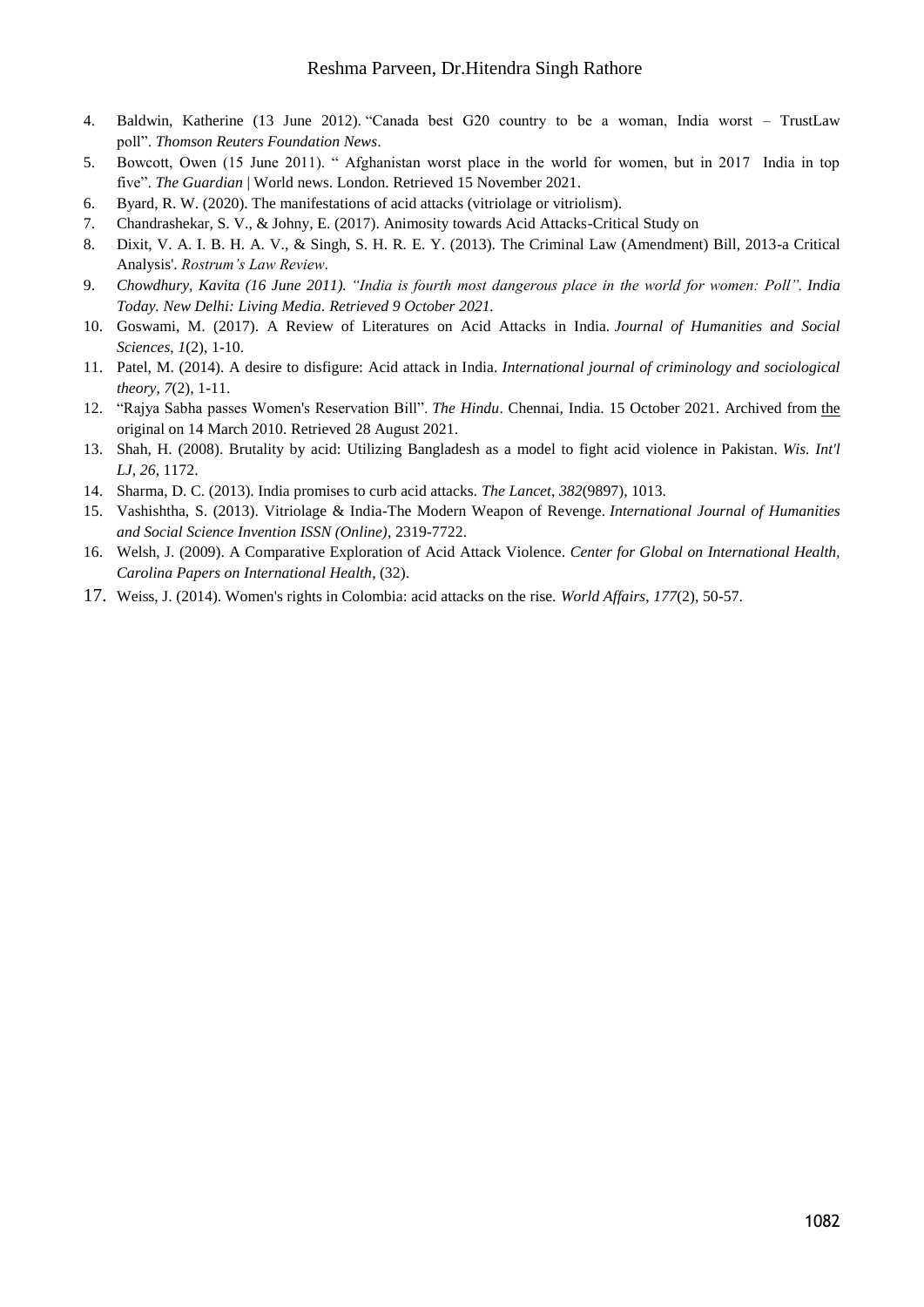4. Baldwin, Katherine (13 June 2012). "Canada best G20 country to be a woman, India worst – TrustLaw poll". *Thomson Reuters Foundation News*.
5. Bowcott, Owen (15 June 2011). " Afghanistan worst place in the world for women, but in 2017 India in top five". *The Guardian* | World news. London. Retrieved 15 November 2021.
6. Byard, R. W. (2020). The manifestations of acid attacks (vitriolage or vitriolism).
7. Chandrashekar, S. V., & Johny, E. (2017). Animosity towards Acid Attacks-Critical Study on
8. Dixit, V. A. I. B. H. A. V., & Singh, S. H. R. E. Y. (2013). The Criminal Law (Amendment) Bill, 2013-a Critical Analysis'. *Rostrum's Law Review*.
9. *Chowdhury, Kavita (16 June 2011). "India is fourth most dangerous place in the world for women: Poll". India Today. New Delhi: Living Media. Retrieved 9 October 2021.*
10. Goswami, M. (2017). A Review of Literatures on Acid Attacks in India. *Journal of Humanities and Social Sciences*, *1*(2), 1-10.
11. Patel, M. (2014). A desire to disfigure: Acid attack in India. *International journal of criminology and sociological theory*, *7*(2), 1-11.
12. "Rajya Sabha passes Women's Reservation Bill". *The Hindu*. Chennai, India. 15 October 2021. Archived from the original on 14 March 2010. Retrieved 28 August 2021.
13. Shah, H. (2008). Brutality by acid: Utilizing Bangladesh as a model to fight acid violence in Pakistan. *Wis. Int'l LJ*, *26*, 1172.
14. Sharma, D. C. (2013). India promises to curb acid attacks. *The Lancet*, *382*(9897), 1013.
15. Vashishtha, S. (2013). Vitriolage & India-The Modern Weapon of Revenge. *International Journal of Humanities and Social Science Invention ISSN (Online)*, 2319-7722.
16. Welsh, J. (2009). A Comparative Exploration of Acid Attack Violence. *Center for Global on International Health, Carolina Papers on International Health*, (32).
17. Weiss, J. (2014). Women's rights in Colombia: acid attacks on the rise. *World Affairs*, *177*(2), 50-57.